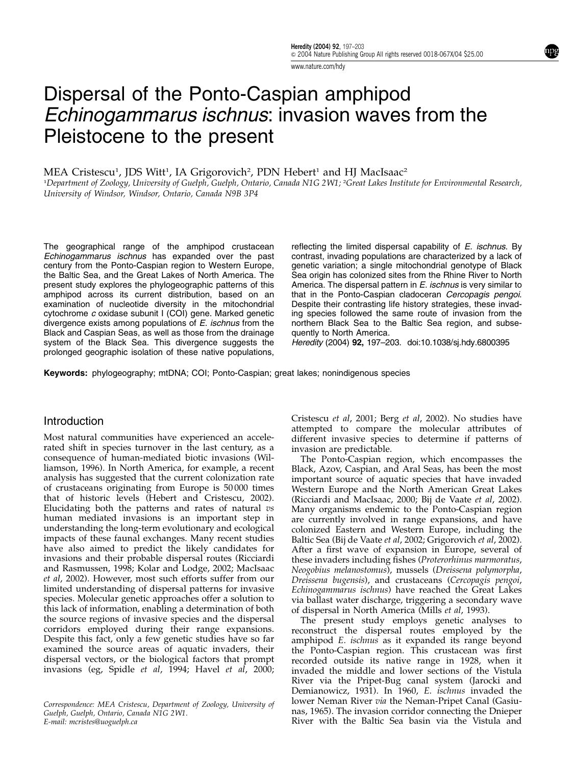# Dispersal of the Ponto-Caspian amphipod *Echinogammarus ischnus*: invasion waves from the Pleistocene to the present

MEA Cristescu[1], JDS Witt[1], IA Grigorovich[2], PDN Hebert[1] and HJ MacIsaac[2]

[1]*Department of Zoology, University of Guelph, Guelph, Ontario, Canada N1G 2W1;* [2]*Great Lakes Institute for Environmental Research, University of Windsor, Windsor, Ontario, Canada N9B 3P4*

The geographical range of the amphipod crustacean *Echinogammarus ischnus* has expanded over the past century from the Ponto-Caspian region to Western Europe, the Baltic Sea, and the Great Lakes of North America. The present study explores the phylogeographic patterns of this amphipod across its current distribution, based on an examination of nucleotide diversity in the mitochondrial cytochrome *c* oxidase subunit I (COI) gene. Marked genetic divergence exists among populations of *E. ischnus* from the Black and Caspian Seas, as well as those from the drainage system of the Black Sea. This divergence suggests the prolonged geographic isolation of these native populations, reflecting the limited dispersal capability of *E. ischnus*. By contrast, invading populations are characterized by a lack of genetic variation; a single mitochondrial genotype of Black Sea origin has colonized sites from the Rhine River to North America. The dispersal pattern in *E. ischnus* is very similar to that in the Ponto-Caspian cladoceran *Cercopagis pengoi*. Despite their contrasting life history strategies, these invading species followed the same route of invasion from the northern Black Sea to the Baltic Sea region, and subsequently to North America.

*Heredity* (2004) **92,** 197–203. doi:10.1038/sj.hdy.6800395

**Keywords:** phylogeography; mtDNA; COI; Ponto-Caspian; great lakes; nonindigenous species

## Introduction

Most natural communities have experienced an accelerated shift in species turnover in the last century, as a consequence of human-mediated biotic invasions (Williamson, 1996). In North America, for example, a recent analysis has suggested that the current colonization rate of crustaceans originating from Europe is 50 000 times that of historic levels (Hebert and Cristescu, 2002). Elucidating both the patterns and rates of natural *vs* human mediated invasions is an important step in understanding the long-term evolutionary and ecological impacts of these faunal exchanges. Many recent studies have also aimed to predict the likely candidates for invasions and their probable dispersal routes (Ricciardi and Rasmussen, 1998; Kolar and Lodge, 2002; MacIsaac *et al*, 2002). However, most such efforts suffer from our limited understanding of dispersal patterns for invasive species. Molecular genetic approaches offer a solution to this lack of information, enabling a determination of both the source regions of invasive species and the dispersal corridors employed during their range expansions. Despite this fact, only a few genetic studies have so far examined the source areas of aquatic invaders, their dispersal vectors, or the biological factors that prompt invasions (eg, Spidle *et al*, 1994; Havel *et al*, 2000; Cristescu *et al*, 2001; Berg *et al*, 2002). No studies have attempted to compare the molecular attributes of different invasive species to determine if patterns of invasion are predictable.

The Ponto-Caspian region, which encompasses the Black, Azov, Caspian, and Aral Seas, has been the most important source of aquatic species that have invaded Western Europe and the North American Great Lakes (Ricciardi and MacIsaac, 2000; Bij de Vaate *et al*, 2002). Many organisms endemic to the Ponto-Caspian region are currently involved in range expansions, and have colonized Eastern and Western Europe, including the Baltic Sea (Bij de Vaate *et al*, 2002; Grigorovich *et al*, 2002). After a first wave of expansion in Europe, several of these invaders including fishes (*Proterorhinus marmoratus*, *Neogobius melanostomus*), mussels (*Dreissena polymorpha*, *Dreissena bugensis*), and crustaceans (*Cercopagis pengoi*, *Echinogammarus ischnus*) have reached the Great Lakes via ballast water discharge, triggering a secondary wave of dispersal in North America (Mills *et al*, 1993).

The present study employs genetic analyses to reconstruct the dispersal routes employed by the amphipod *E. ischnus* as it expanded its range beyond the Ponto-Caspian region. This crustacean was first recorded outside its native range in 1928, when it invaded the middle and lower sections of the Vistula River via the Pripet-Bug canal system (Jarocki and Demianowicz, 1931). In 1960, *E. ischnus* invaded the lower Neman River *via* the Neman-Pripet Canal (Gasiunas, 1965). The invasion corridor connecting the Dnieper River with the Baltic Sea basin via the Vistula and

Correspondence: MEA Cristescu, Department of Zoology, University of Guelph, Guelph, Ontario, Canada N1G 2W1.
E-mail: mcristes@uoguelph.ca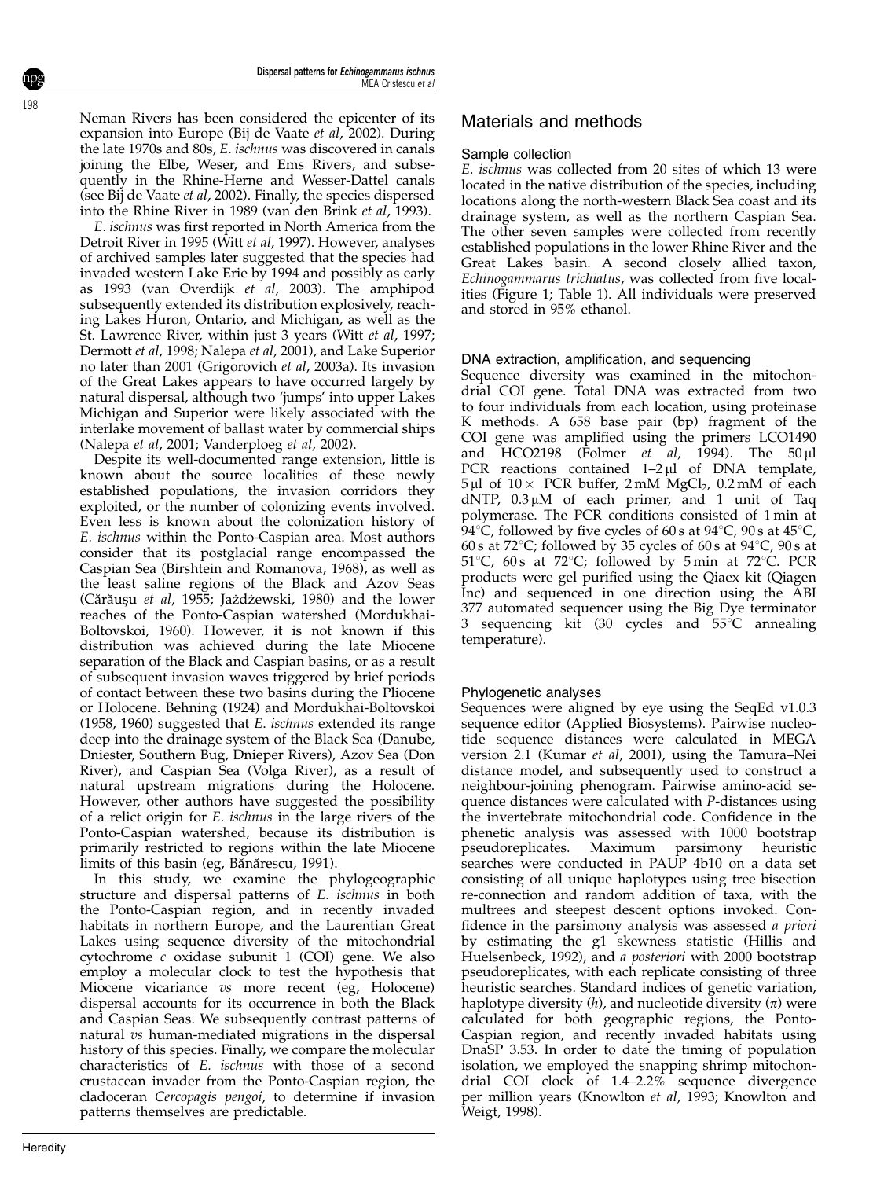Neman Rivers has been considered the epicenter of its expansion into Europe (Bij de Vaate *et al*, 2002). During the late 1970s and 80s, *E. ischnus* was discovered in canals joining the Elbe, Weser, and Ems Rivers, and subsequently in the Rhine-Herne and Wesser-Dattel canals (see Bij de Vaate *et al*, 2002). Finally, the species dispersed into the Rhine River in 1989 (van den Brink *et al*, 1993).

*E. ischnus* was first reported in North America from the Detroit River in 1995 (Witt *et al*, 1997). However, analyses of archived samples later suggested that the species had invaded western Lake Erie by 1994 and possibly as early as 1993 (van Overdijk *et al*, 2003). The amphipod subsequently extended its distribution explosively, reaching Lakes Huron, Ontario, and Michigan, as well as the St. Lawrence River, within just 3 years (Witt *et al*, 1997; Dermott *et al*, 1998; Nalepa *et al*, 2001), and Lake Superior no later than 2001 (Grigorovich *et al*, 2003a). Its invasion of the Great Lakes appears to have occurred largely by natural dispersal, although two 'jumps' into upper Lakes Michigan and Superior were likely associated with the interlake movement of ballast water by commercial ships (Nalepa *et al*, 2001; Vanderploeg *et al*, 2002).

Despite its well-documented range extension, little is known about the source localities of these newly established populations, the invasion corridors they exploited, or the number of colonizing events involved. Even less is known about the colonization history of *E. ischnus* within the Ponto-Caspian area. Most authors consider that its postglacial range encompassed the Caspian Sea (Birshtein and Romanova, 1968), as well as the least saline regions of the Black and Azov Seas (Cărăuşu *et al*, 1955; Jażdżewski, 1980) and the lower reaches of the Ponto-Caspian watershed (Mordukhai-Boltovskoi, 1960). However, it is not known if this distribution was achieved during the late Miocene separation of the Black and Caspian basins, or as a result of subsequent invasion waves triggered by brief periods of contact between these two basins during the Pliocene or Holocene. Behning (1924) and Mordukhai-Boltovskoi (1958, 1960) suggested that *E. ischnus* extended its range deep into the drainage system of the Black Sea (Danube, Dniester, Southern Bug, Dnieper Rivers), Azov Sea (Don River), and Caspian Sea (Volga River), as a result of natural upstream migrations during the Holocene. However, other authors have suggested the possibility of a relict origin for *E. ischnus* in the large rivers of the Ponto-Caspian watershed, because its distribution is primarily restricted to regions within the late Miocene limits of this basin (eg, Bănărescu, 1991).

In this study, we examine the phylogeographic structure and dispersal patterns of *E. ischnus* in both the Ponto-Caspian region, and in recently invaded habitats in northern Europe, and the Laurentian Great Lakes using sequence diversity of the mitochondrial cytochrome *c* oxidase subunit 1 (COI) gene. We also employ a molecular clock to test the hypothesis that Miocene vicariance *vs* more recent (eg, Holocene) dispersal accounts for its occurrence in both the Black and Caspian Seas. We subsequently contrast patterns of natural *vs* human-mediated migrations in the dispersal history of this species. Finally, we compare the molecular characteristics of *E. ischnus* with those of a second crustacean invader from the Ponto-Caspian region, the cladoceran *Cercopagis pengoi*, to determine if invasion patterns themselves are predictable.

## Materials and methods

### Sample collection

*E. ischnus* was collected from 20 sites of which 13 were located in the native distribution of the species, including locations along the north-western Black Sea coast and its drainage system, as well as the northern Caspian Sea. The other seven samples were collected from recently established populations in the lower Rhine River and the Great Lakes basin. A second closely allied taxon, *Echinogammarus trichiatus*, was collected from five localities (Figure 1; Table 1). All individuals were preserved and stored in 95% ethanol.

### DNA extraction, amplification, and sequencing

Sequence diversity was examined in the mitochondrial COI gene. Total DNA was extracted from two to four individuals from each location, using proteinase K methods. A 658 base pair (bp) fragment of the COI gene was amplified using the primers LCO1490 and HCO2198 (Folmer *et al*, 1994). The 50 μl PCR reactions contained 1–2 μl of DNA template, 5 μl of 10 × PCR buffer, 2 mM $MgCl_2$, 0.2 mM of each dNTP, 0.3 μM of each primer, and 1 unit of Taq polymerase. The PCR conditions consisted of 1 min at 94°C, followed by five cycles of 60 s at 94°C, 90 s at 45°C, 60 s at 72°C; followed by 35 cycles of 60 s at 94°C, 90 s at 51°C, 60 s at 72°C; followed by 5 min at 72°C. PCR products were gel purified using the Qiaex kit (Qiagen Inc) and sequenced in one direction using the ABI 377 automated sequencer using the Big Dye terminator 3 sequencing kit (30 cycles and 55°C annealing temperature).

### Phylogenetic analyses

Sequences were aligned by eye using the SeqEd v1.0.3 sequence editor (Applied Biosystems). Pairwise nucleotide sequence distances were calculated in MEGA version 2.1 (Kumar *et al*, 2001), using the Tamura–Nei distance model, and subsequently used to construct a neighbour-joining phenogram. Pairwise amino-acid sequence distances were calculated with *P*-distances using the invertebrate mitochondrial code. Confidence in the phenetic analysis was assessed with 1000 bootstrap pseudoreplicates. Maximum parsimony heuristic searches were conducted in PAUP 4b10 on a data set consisting of all unique haplotypes using tree bisection re-connection and random addition of taxa, with the multrees and steepest descent options invoked. Confidence in the parsimony analysis was assessed *a priori* by estimating the g1 skewness statistic (Hillis and Huelsenbeck, 1992), and *a posteriori* with 2000 bootstrap pseudoreplicates, with each replicate consisting of three heuristic searches. Standard indices of genetic variation, haplotype diversity ($h$), and nucleotide diversity ($\pi$) were calculated for both geographic regions, the Ponto-Caspian region, and recently invaded habitats using DnaSP 3.53. In order to date the timing of population isolation, we employed the snapping shrimp mitochondrial COI clock of 1.4–2.2% sequence divergence per million years (Knowlton *et al*, 1993; Knowlton and Weigt, 1998).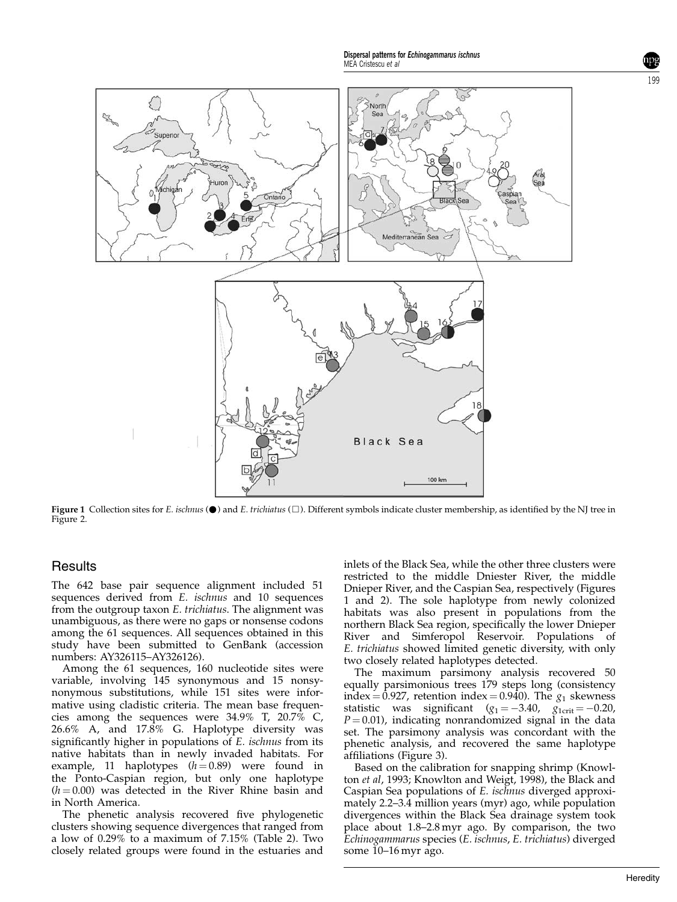**Figure 1** Collection sites for *E. ischnus* (●) and *E. trichiatus* (□). Different symbols indicate cluster membership, as identified by the NJ tree in Figure 2.

## Results

The 642 base pair sequence alignment included 51 sequences derived from *E. ischnus* and 10 sequences from the outgroup taxon *E. trichiatus*. The alignment was unambiguous, as there were no gaps or nonsense codons among the 61 sequences. All sequences obtained in this study have been submitted to GenBank (accession numbers: AY326115–AY326126).

Among the 61 sequences, 160 nucleotide sites were variable, involving 145 synonymous and 15 nonsynonymous substitutions, while 151 sites were informative using cladistic criteria. The mean base frequencies among the sequences were 34.9% T, 20.7% C, 26.6% A, and 17.8% G. Haplotype diversity was significantly higher in populations of *E. ischnus* from its native habitats than in newly invaded habitats. For example, 11 haplotypes ($h = 0.89$) were found in the Ponto-Caspian region, but only one haplotype ($h = 0.00$) was detected in the River Rhine basin and in North America.

The phenetic analysis recovered five phylogenetic clusters showing sequence divergences that ranged from a low of 0.29% to a maximum of 7.15% (Table 2). Two closely related groups were found in the estuaries and inlets of the Black Sea, while the other three clusters were restricted to the middle Dniester River, the middle Dnieper River, and the Caspian Sea, respectively (Figures 1 and 2). The sole haplotype from newly colonized habitats was also present in populations from the northern Black Sea region, specifically the lower Dnieper River and Simferopol Reservoir. Populations of *E. trichiatus* showed limited genetic diversity, with only two closely related haplotypes detected.

The maximum parsimony analysis recovered 50 equally parsimonious trees 179 steps long (consistency index = 0.927, retention index = 0.940). The $g_1$ skewness statistic was significant ($g_1 = -3.40$, $g_{1\text{crit}} = -0.20$, $P = 0.01$), indicating nonrandomized signal in the data set. The parsimony analysis was concordant with the phenetic analysis, and recovered the same haplotype affiliations (Figure 3).

Based on the calibration for snapping shrimp (Knowlton *et al*, 1993; Knowlton and Weigt, 1998), the Black and Caspian Sea populations of *E. ischnus* diverged approximately 2.2–3.4 million years (myr) ago, while population divergences within the Black Sea drainage system took place about 1.8–2.8 myr ago. By comparison, the two *Echinogammarus* species (*E. ischnus*, *E. trichiatus*) diverged some 10–16 myr ago.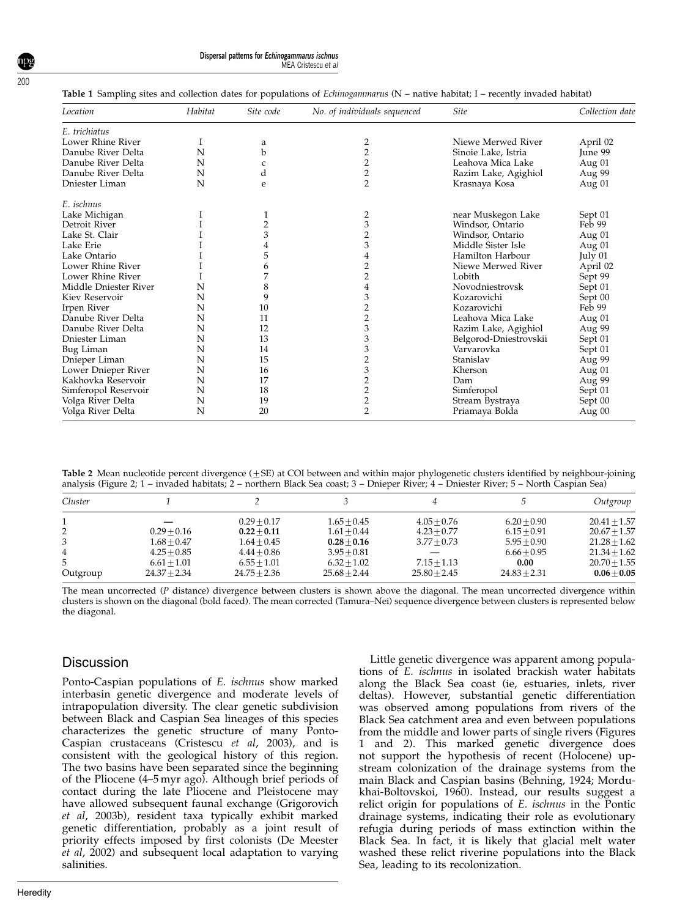**Table 1** Sampling sites and collection dates for populations of *Echinogammarus* (N – native habitat; I – recently invaded habitat)

| Location | Habitat | Site code | No. of individuals sequenced | Site | Collection date |
|---|---|---|---|---|---|
| *E. trichiatus* | | | | | |
| Lower Rhine River | I | a | 2 | Niewe Merwed River | April 02 |
| Danube River Delta | N | b | 2 | Sinoie Lake, Istria | June 99 |
| Danube River Delta | N | c | 2 | Leahova Mica Lake | Aug 01 |
| Danube River Delta | N | d | 2 | Razim Lake, Agighiol | Aug 99 |
| Dniester Liman | N | e | 2 | Krasnaya Kosa | Aug 01 |
| *E. ischnus* | | | | | |
| Lake Michigan | I | 1 | 2 | near Muskegon Lake | Sept 01 |
| Detroit River | I | 2 | 3 | Windsor, Ontario | Feb 99 |
| Lake St. Clair | I | 3 | 2 | Windsor, Ontario | Aug 01 |
| Lake Erie | I | 4 | 3 | Middle Sister Isle | Aug 01 |
| Lake Ontario | I | 5 | 4 | Hamilton Harbour | July 01 |
| Lower Rhine River | I | 6 | 2 | Niewe Merwed River | April 02 |
| Lower Rhine River | I | 7 | 2 | Lobith | Sept 99 |
| Middle Dniester River | N | 8 | 4 | Novodniestrovsk | Sept 01 |
| Kiev Reservoir | N | 9 | 3 | Kozarovichi | Sept 00 |
| Irpen River | N | 10 | 2 | Kozarovichi | Feb 99 |
| Danube River Delta | N | 11 | 2 | Leahova Mica Lake | Aug 01 |
| Danube River Delta | N | 12 | 3 | Razim Lake, Agighiol | Aug 99 |
| Dniester Liman | N | 13 | 3 | Belgorod-Dniestrovskii | Sept 01 |
| Bug Liman | N | 14 | 3 | Varvarovka | Sept 01 |
| Dnieper Liman | N | 15 | 2 | Stanislav | Aug 99 |
| Lower Dnieper River | N | 16 | 3 | Kherson | Aug 01 |
| Kakhovka Reservoir | N | 17 | 2 | Dam | Aug 99 |
| Simferopol Reservoir | N | 18 | 2 | Simferopol | Sept 01 |
| Volga River Delta | N | 19 | 2 | Stream Bystraya | Sept 00 |
| Volga River Delta | N | 20 | 2 | Priamaya Bolda | Aug 00 |

**Table 2** Mean nucleotide percent divergence (±SE) at COI between and within major phylogenetic clusters identified by neighbour-joining analysis (Figure 2; 1 – invaded habitats; 2 – northern Black Sea coast; 3 – Dnieper River; 4 – Dniester River; 5 – North Caspian Sea)

| Cluster | 1 | 2 | 3 | 4 | 5 | Outgroup |
|---|---|---|---|---|---|---|
| 1 | — | 0.29±0.17 | 1.65±0.45 | 4.05±0.76 | 6.20±0.90 | 20.41±1.57 |
| 2 | 0.29±0.16 | **0.22±0.11** | 1.61±0.44 | 4.23±0.77 | 6.15±0.91 | 20.67±1.57 |
| 3 | 1.68±0.47 | 1.64±0.45 | **0.28±0.16** | 3.77±0.73 | 5.95±0.90 | 21.28±1.62 |
| 4 | 4.25±0.85 | 4.44±0.86 | 3.95±0.81 | — | 6.66±0.95 | 21.34±1.62 |
| 5 | 6.61±1.01 | 6.55±1.01 | 6.32±1.02 | 7.15±1.13 | **0.00** | 20.70±1.55 |
| Outgroup | 24.37±2.34 | 24.75±2.36 | 25.68±2.44 | 25.80±2.45 | 24.83±2.31 | **0.06±0.05** |

The mean uncorrected (*P* distance) divergence between clusters is shown above the diagonal. The mean uncorrected divergence within clusters is shown on the diagonal (bold faced). The mean corrected (Tamura–Nei) sequence divergence between clusters is represented below the diagonal.

## Discussion

Ponto-Caspian populations of *E. ischnus* show marked interbasin genetic divergence and moderate levels of intrapopulation diversity. The clear genetic subdivision between Black and Caspian Sea lineages of this species characterizes the genetic structure of many Ponto-Caspian crustaceans (Cristescu *et al*, 2003), and is consistent with the geological history of this region. The two basins have been separated since the beginning of the Pliocene (4–5 myr ago). Although brief periods of contact during the late Pliocene and Pleistocene may have allowed subsequent faunal exchange (Grigorovich *et al*, 2003b), resident taxa typically exhibit marked genetic differentiation, probably as a joint result of priority effects imposed by first colonists (De Meester *et al*, 2002) and subsequent local adaptation to varying salinities.

Little genetic divergence was apparent among populations of *E. ischnus* in isolated brackish water habitats along the Black Sea coast (ie, estuaries, inlets, river deltas). However, substantial genetic differentiation was observed among populations from rivers of the Black Sea catchment area and even between populations from the middle and lower parts of single rivers (Figures 1 and 2). This marked genetic divergence does not support the hypothesis of recent (Holocene) upstream colonization of the drainage systems from the main Black and Caspian basins (Behning, 1924; Mordukhai-Boltovskoi, 1960). Instead, our results suggest a relict origin for populations of *E. ischnus* in the Pontic drainage systems, indicating their role as evolutionary refugia during periods of mass extinction within the Black Sea. In fact, it is likely that glacial melt water washed these relict riverine populations into the Black Sea, leading to its recolonization.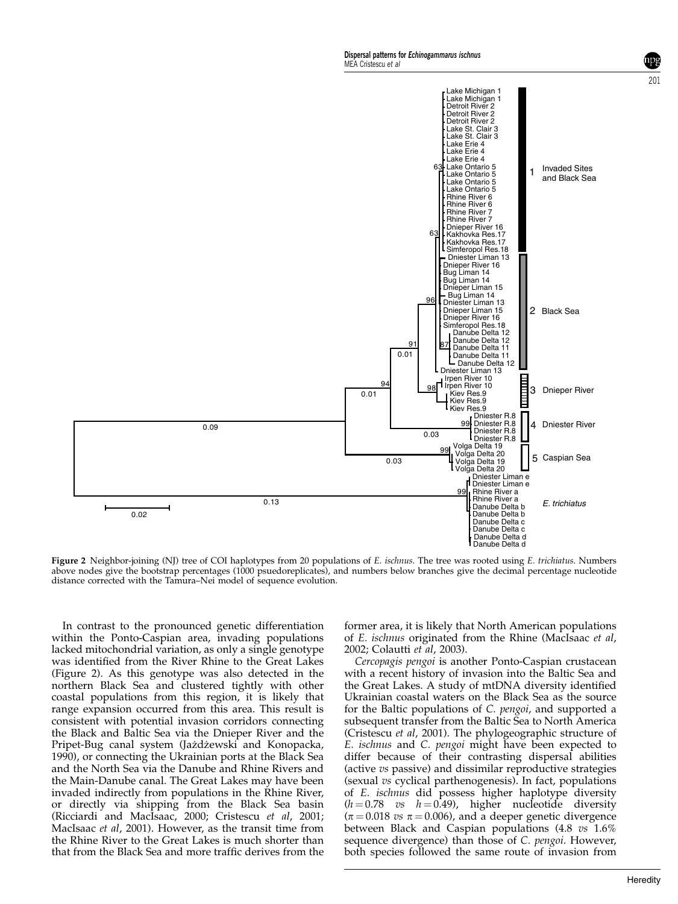**Figure 2** Neighbor-joining (NJ) tree of COI haplotypes from 20 populations of *E. ischnus*. The tree was rooted using *E. trichiatus*. Numbers above nodes give the bootstrap percentages (1000 psuedoreplicates), and numbers below branches give the decimal percentage nucleotide distance corrected with the Tamura–Nei model of sequence evolution.

In contrast to the pronounced genetic differentiation within the Ponto-Caspian area, invading populations lacked mitochondrial variation, as only a single genotype was identified from the River Rhine to the Great Lakes (Figure 2). As this genotype was also detected in the northern Black Sea and clustered tightly with other coastal populations from this region, it is likely that range expansion occurred from this area. This result is consistent with potential invasion corridors connecting the Black and Baltic Sea via the Dnieper River and the Pripet-Bug canal system (Jażdżewski and Konopacka, 1990), or connecting the Ukrainian ports at the Black Sea and the North Sea via the Danube and Rhine Rivers and the Main-Danube canal. The Great Lakes may have been invaded indirectly from populations in the Rhine River, or directly via shipping from the Black Sea basin (Ricciardi and MacIsaac, 2000; Cristescu *et al*, 2001; MacIsaac *et al*, 2001). However, as the transit time from the Rhine River to the Great Lakes is much shorter than that from the Black Sea and more traffic derives from the former area, it is likely that North American populations of *E. ischnus* originated from the Rhine (MacIsaac *et al*, 2002; Colautti *et al*, 2003).

*Cercopagis pengoi* is another Ponto-Caspian crustacean with a recent history of invasion into the Baltic Sea and the Great Lakes. A study of mtDNA diversity identified Ukrainian coastal waters on the Black Sea as the source for the Baltic populations of *C. pengoi*, and supported a subsequent transfer from the Baltic Sea to North America (Cristescu *et al*, 2001). The phylogeographic structure of *E. ischnus* and *C. pengoi* might have been expected to differ because of their contrasting dispersal abilities (active *vs* passive) and dissimilar reproductive strategies (sexual *vs* cyclical parthenogenesis). In fact, populations of *E. ischnus* did possess higher haplotype diversity ($h = 0.78$ *vs* $h = 0.49$), higher nucleotide diversity ($\pi = 0.018$ *vs* $\pi = 0.006$), and a deeper genetic divergence between Black and Caspian populations (4.8 *vs* 1.6% sequence divergence) than those of *C. pengoi*. However, both species followed the same route of invasion from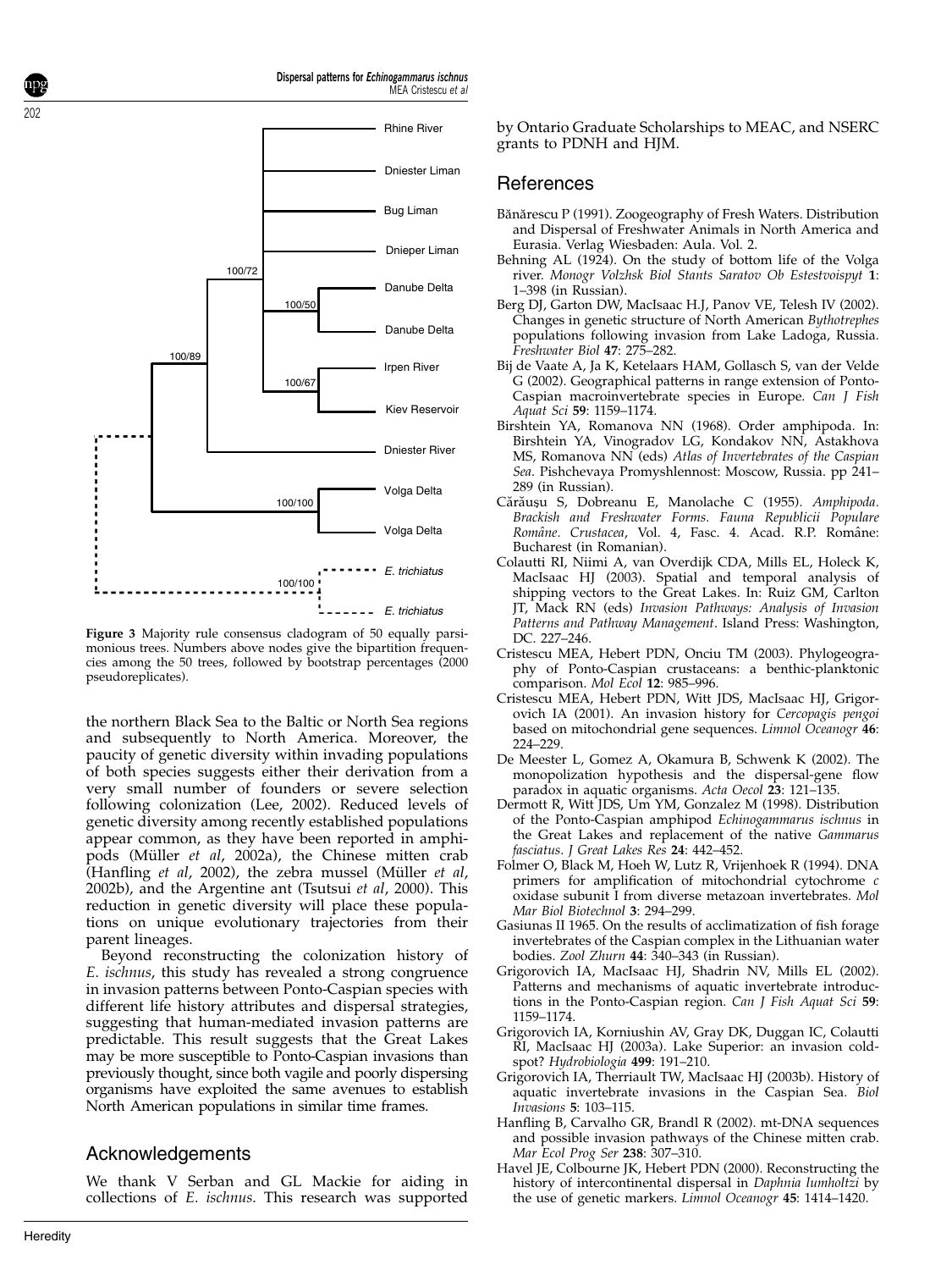Figure 3 Majority rule consensus cladogram of 50 equally parsimonious trees. Numbers above nodes give the bipartition frequencies among the 50 trees, followed by bootstrap percentages (2000 pseudoreplicates).

the northern Black Sea to the Baltic or North Sea regions and subsequently to North America. Moreover, the paucity of genetic diversity within invading populations of both species suggests either their derivation from a very small number of founders or severe selection following colonization (Lee, 2002). Reduced levels of genetic diversity among recently established populations appear common, as they have been reported in amphipods (Müller *et al*, 2002a), the Chinese mitten crab (Hanfling *et al*, 2002), the zebra mussel (Müller *et al*, 2002b), and the Argentine ant (Tsutsui *et al*, 2000). This reduction in genetic diversity will place these populations on unique evolutionary trajectories from their parent lineages.

Beyond reconstructing the colonization history of *E. ischnus*, this study has revealed a strong congruence in invasion patterns between Ponto-Caspian species with different life history attributes and dispersal strategies, suggesting that human-mediated invasion patterns are predictable. This result suggests that the Great Lakes may be more susceptible to Ponto-Caspian invasions than previously thought, since both vagile and poorly dispersing organisms have exploited the same avenues to establish North American populations in similar time frames.

## Acknowledgements

We thank V Serban and GL Mackie for aiding in collections of *E. ischnus*. This research was supported by Ontario Graduate Scholarships to MEAC, and NSERC grants to PDNH and HJM.

## References

Bănărescu P (1991). Zoogeography of Fresh Waters. Distribution and Dispersal of Freshwater Animals in North America and Eurasia. Verlag Wiesbaden: Aula. Vol. 2.

Behning AL (1924). On the study of bottom life of the Volga river. *Monogr Volzhsk Biol Stants Saratov Ob Estestvoispyt* **1**: 1–398 (in Russian).

Berg DJ, Garton DW, MacIsaac H.J, Panov VE, Telesh IV (2002). Changes in genetic structure of North American *Bythotrephes* populations following invasion from Lake Ladoga, Russia. *Freshwater Biol* **47**: 275–282.

Bij de Vaate A, Ja K, Ketelaars HAM, Gollasch S, van der Velde G (2002). Geographical patterns in range extension of Ponto-Caspian macroinvertebrate species in Europe. *Can J Fish Aquat Sci* **59**: 1159–1174.

Birshtein YA, Romanova NN (1968). Order amphipoda. In: Birshtein YA, Vinogradov LG, Kondakov NN, Astakhova MS, Romanova NN (eds) *Atlas of Invertebrates of the Caspian Sea*. Pishchevaya Promyshlennost: Moscow, Russia. pp 241–289 (in Russian).

Cărăuşu S, Dobreanu E, Manolache C (1955). *Amphipoda. Brackish and Freshwater Forms. Fauna Republicii Populare Române. Crustacea*, Vol. 4, Fasc. 4. Acad. R.P. Române: Bucharest (in Romanian).

Colautti RI, Niimi A, van Overdijk CDA, Mills EL, Holeck K, MacIsaac HJ (2003). Spatial and temporal analysis of shipping vectors to the Great Lakes. In: Ruiz GM, Carlton JT, Mack RN (eds) *Invasion Pathways: Analysis of Invasion Patterns and Pathway Management*. Island Press: Washington, DC. 227–246.

Cristescu MEA, Hebert PDN, Onciu TM (2003). Phylogeography of Ponto-Caspian crustaceans: a benthic-planktonic comparison. *Mol Ecol* **12**: 985–996.

Cristescu MEA, Hebert PDN, Witt JDS, MacIsaac HJ, Grigorovich IA (2001). An invasion history for *Cercopagis pengoi* based on mitochondrial gene sequences. *Limnol Oceanogr* **46**: 224–229.

De Meester L, Gomez A, Okamura B, Schwenk K (2002). The monopolization hypothesis and the dispersal-gene flow paradox in aquatic organisms. *Acta Oecol* **23**: 121–135.

Dermott R, Witt JDS, Um YM, Gonzalez M (1998). Distribution of the Ponto-Caspian amphipod *Echinogammarus ischnus* in the Great Lakes and replacement of the native *Gammarus fasciatus*. *J Great Lakes Res* **24**: 442–452.

Folmer O, Black M, Hoeh W, Lutz R, Vrijenhoek R (1994). DNA primers for amplification of mitochondrial cytochrome *c* oxidase subunit I from diverse metazoan invertebrates. *Mol Mar Biol Biotechnol* **3**: 294–299.

Gasiunas II 1965. On the results of acclimatization of fish forage invertebrates of the Caspian complex in the Lithuanian water bodies. *Zool Zhurn* **44**: 340–343 (in Russian).

Grigorovich IA, MacIsaac HJ, Shadrin NV, Mills EL (2002). Patterns and mechanisms of aquatic invertebrate introductions in the Ponto-Caspian region. *Can J Fish Aquat Sci* **59**: 1159–1174.

Grigorovich IA, Korniushin AV, Gray DK, Duggan IC, Colautti RI, MacIsaac HJ (2003a). Lake Superior: an invasion coldspot? *Hydrobiologia* **499**: 191–210.

Grigorovich IA, Therriault TW, MacIsaac HJ (2003b). History of aquatic invertebrate invasions in the Caspian Sea. *Biol Invasions* **5**: 103–115.

Hanfling B, Carvalho GR, Brandl R (2002). mt-DNA sequences and possible invasion pathways of the Chinese mitten crab. *Mar Ecol Prog Ser* **238**: 307–310.

Havel JE, Colbourne JK, Hebert PDN (2000). Reconstructing the history of intercontinental dispersal in *Daphnia lumholtzi* by the use of genetic markers. *Limnol Oceanogr* **45**: 1414–1420.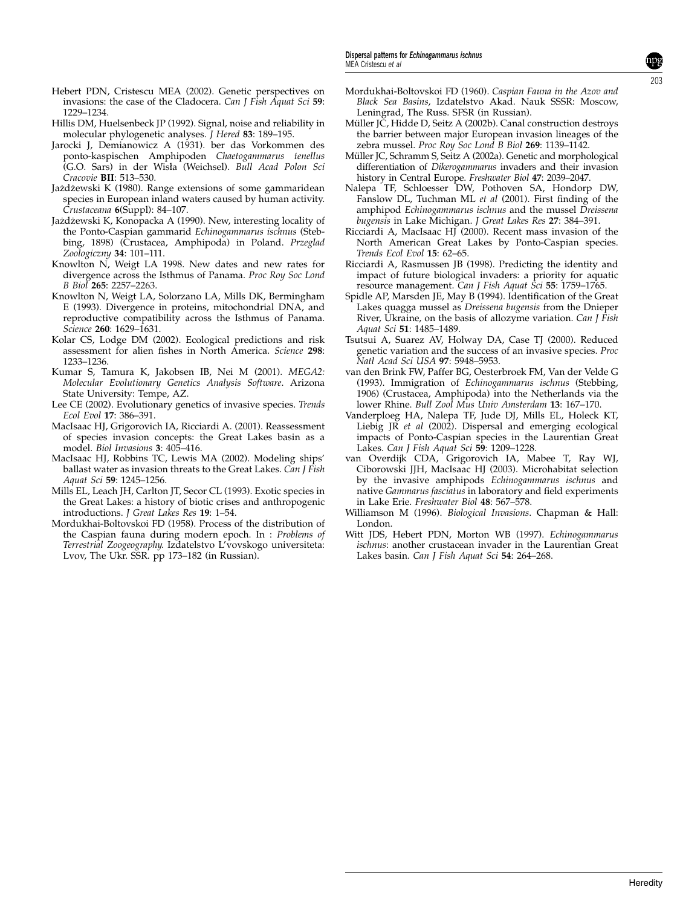Hebert PDN, Cristescu MEA (2002). Genetic perspectives on invasions: the case of the Cladocera. *Can J Fish Aquat Sci* **59**: 1229–1234.

Hillis DM, Huelsenbeck JP (1992). Signal, noise and reliability in molecular phylogenetic analyses. *J Hered* **83**: 189–195.

Jarocki J, Demianowicz A (1931). ber das Vorkommen des ponto-kaspischen Amphipoden *Chaetogammarus tenellus* (G.O. Sars) in der Wisła (Weichsel). *Bull Acad Polon Sci Cracovie* **BII**: 513–530.

Jażdżewski K (1980). Range extensions of some gammaridean species in European inland waters caused by human activity. *Crustaceana* **6**(Suppl): 84–107.

Jażdżewski K, Konopacka A (1990). New, interesting locality of the Ponto-Caspian gammarid *Echinogammarus ischnus* (Stebbing, 1898) (Crustacea, Amphipoda) in Poland. *Przeglad Zoologiczny* **34**: 101–111.

Knowlton N, Weigt LA 1998. New dates and new rates for divergence across the Isthmus of Panama. *Proc Roy Soc Lond B Biol* **265**: 2257–2263.

Knowlton N, Weigt LA, Solorzano LA, Mills DK, Bermingham E (1993). Divergence in proteins, mitochondrial DNA, and reproductive compatibility across the Isthmus of Panama. *Science* **260**: 1629–1631.

Kolar CS, Lodge DM (2002). Ecological predictions and risk assessment for alien fishes in North America. *Science* **298**: 1233–1236.

Kumar S, Tamura K, Jakobsen IB, Nei M (2001). *MEGA2: Molecular Evolutionary Genetics Analysis Software*. Arizona State University: Tempe, AZ.

Lee CE (2002). Evolutionary genetics of invasive species. *Trends Ecol Evol* **17**: 386–391.

MacIsaac HJ, Grigorovich IA, Ricciardi A. (2001). Reassessment of species invasion concepts: the Great Lakes basin as a model. *Biol Invasions* **3**: 405–416.

MacIsaac HJ, Robbins TC, Lewis MA (2002). Modeling ships' ballast water as invasion threats to the Great Lakes. *Can J Fish Aquat Sci* **59**: 1245–1256.

Mills EL, Leach JH, Carlton JT, Secor CL (1993). Exotic species in the Great Lakes: a history of biotic crises and anthropogenic introductions. *J Great Lakes Res* **19**: 1–54.

Mordukhai-Boltovskoi FD (1958). Process of the distribution of the Caspian fauna during modern epoch. In : *Problems of Terrestrial Zoogeography*. Izdatelstvo L'vovskogo universiteta: Lvov, The Ukr. SSR. pp 173–182 (in Russian).

Mordukhai-Boltovskoi FD (1960). *Caspian Fauna in the Azov and Black Sea Basins*, Izdatelstvo Akad. Nauk SSSR: Moscow, Leningrad, The Russ. SFSR (in Russian).

Müller JC, Hidde D, Seitz A (2002b). Canal construction destroys the barrier between major European invasion lineages of the zebra mussel. *Proc Roy Soc Lond B Biol* **269**: 1139–1142.

Müller JC, Schramm S, Seitz A (2002a). Genetic and morphological differentiation of *Dikerogammarus* invaders and their invasion history in Central Europe. *Freshwater Biol* **47**: 2039–2047.

Nalepa TF, Schloesser DW, Pothoven SA, Hondorp DW, Fanslow DL, Tuchman ML *et al* (2001). First finding of the amphipod *Echinogammarus ischnus* and the mussel *Dreissena bugensis* in Lake Michigan. *J Great Lakes Res* **27**: 384–391.

Ricciardi A, MacIsaac HJ (2000). Recent mass invasion of the North American Great Lakes by Ponto-Caspian species. *Trends Ecol Evol* **15**: 62–65.

Ricciardi A, Rasmussen JB (1998). Predicting the identity and impact of future biological invaders: a priority for aquatic resource management. *Can J Fish Aquat Sci* **55**: 1759–1765.

Spidle AP, Marsden JE, May B (1994). Identification of the Great Lakes quagga mussel as *Dreissena bugensis* from the Dnieper River, Ukraine, on the basis of allozyme variation. *Can J Fish Aquat Sci* **51**: 1485–1489.

Tsutsui A, Suarez AV, Holway DA, Case TJ (2000). Reduced genetic variation and the success of an invasive species. *Proc Natl Acad Sci USA* **97**: 5948–5953.

van den Brink FW, Paffer BG, Oesterbroek FM, Van der Velde G (1993). Immigration of *Echinogammarus ischnus* (Stebbing, 1906) (Crustacea, Amphipoda) into the Netherlands via the lower Rhine. *Bull Zool Mus Univ Amsterdam* **13**: 167–170.

Vanderploeg HA, Nalepa TF, Jude DJ, Mills EL, Holeck KT, Liebig JR *et al* (2002). Dispersal and emerging ecological impacts of Ponto-Caspian species in the Laurentian Great Lakes. *Can J Fish Aquat Sci* **59**: 1209–1228.

van Overdijk CDA, Grigorovich IA, Mabee T, Ray WJ, Ciborowski JJH, MacIsaac HJ (2003). Microhabitat selection by the invasive amphipods *Echinogammarus ischnus* and native *Gammarus fasciatus* in laboratory and field experiments in Lake Erie. *Freshwater Biol* **48**: 567–578.

Williamson M (1996). *Biological Invasions*. Chapman & Hall: London.

Witt JDS, Hebert PDN, Morton WB (1997). *Echinogammarus ischnus*: another crustacean invader in the Laurentian Great Lakes basin. *Can J Fish Aquat Sci* **54**: 264–268.